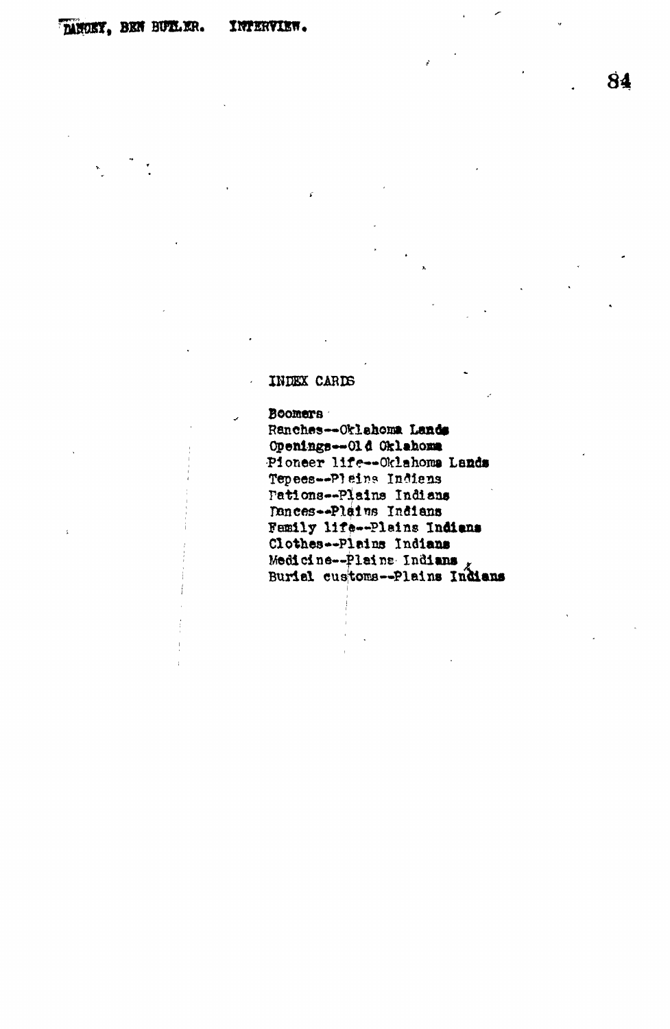DANCEY, BEN BUTLER. INTERVIEW.

INDEX CARDS

Boomers
Ranches--Oklahoma Lands
Openings--Old Oklahoma
Pioneer life--Oklahoma Lands
Tepees--Plains Indians
Rations--Plains Indians
Dances--Plains Indians
Family life--Plains Indians
Clothes--Plains Indians
Medicine--Plains Indians
Burial customs--Plains Indians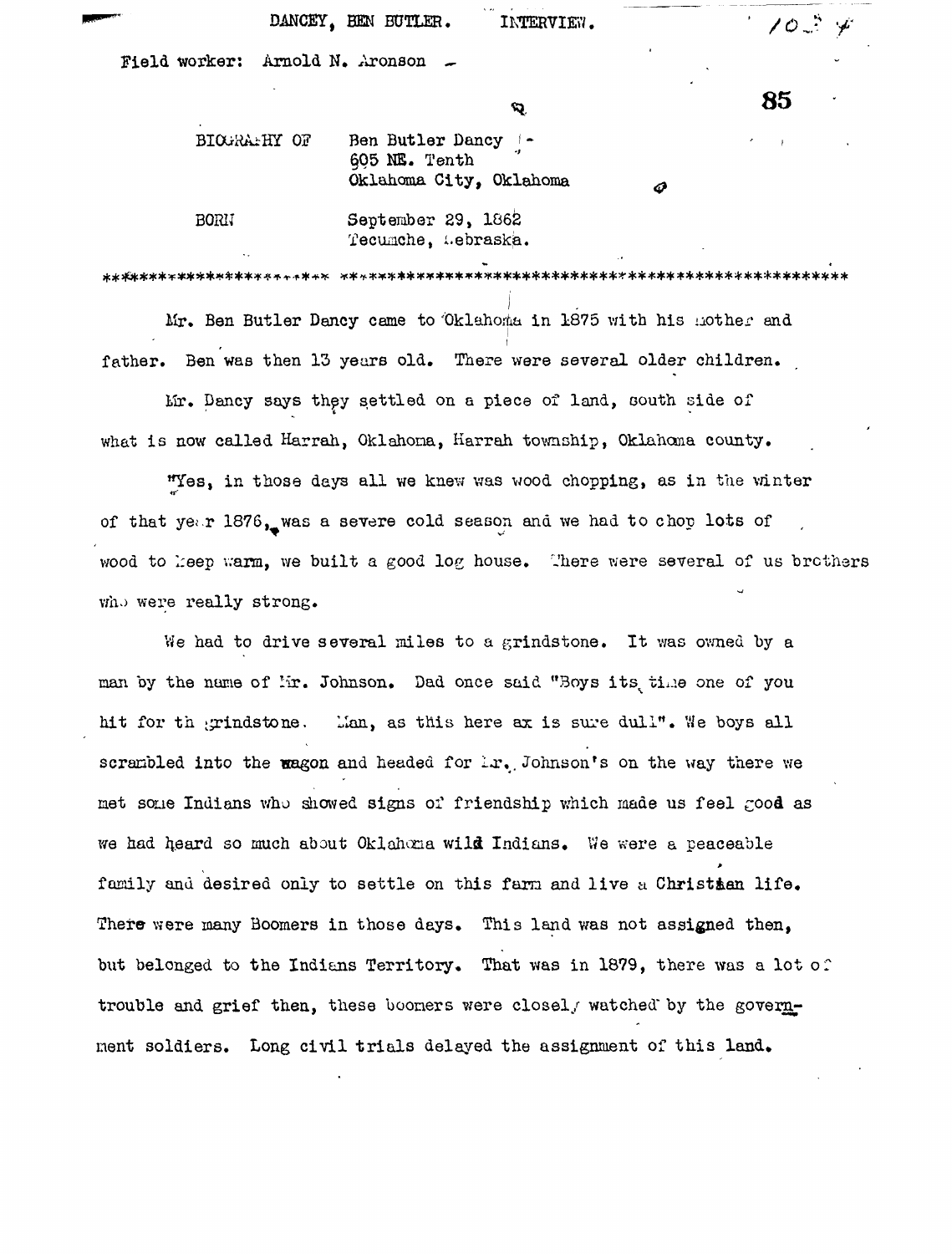DANCEY, BEN BUTLER. INTERVIEW.

Field worker: Arnold N. Aronson

BIOGRAPHY OF Ben Butler Dancy
605 NE. Tenth
Oklahoma City, Oklahoma

BORN September 29, 1862
Tecumche, Nebraska.

---

Mr. Ben Butler Dancy came to Oklahoma in 1875 with his mother and father. Ben was then 13 years old. There were several older children.

Mr. Dancy says they settled on a piece of land, south side of what is now called Harrah, Oklahoma, Harrah township, Oklahoma county.

"Yes, in those days all we knew was wood chopping, as in the winter of that year 1876, was a severe cold season and we had to chop lots of wood to keep warm, we built a good log house. There were several of us brothers who were really strong.

We had to drive several miles to a grindstone. It was owned by a man by the name of Mr. Johnson. Dad once said "Boys its time one of you hit for th grindstone. Man, as this here ax is sure dull". We boys all scrambled into the wagon and headed for Mr. Johnson's on the way there we met some Indians who showed signs of friendship which made us feel good as we had heard so much about Oklahoma wild Indians. We were a peaceable family and desired only to settle on this farm and live a Christian life. There were many Boomers in those days. This land was not assigned then, but belonged to the Indians Territory. That was in 1879, there was a lot of trouble and grief then, these boomers were closely watched by the government soldiers. Long civil trials delayed the assignment of this land.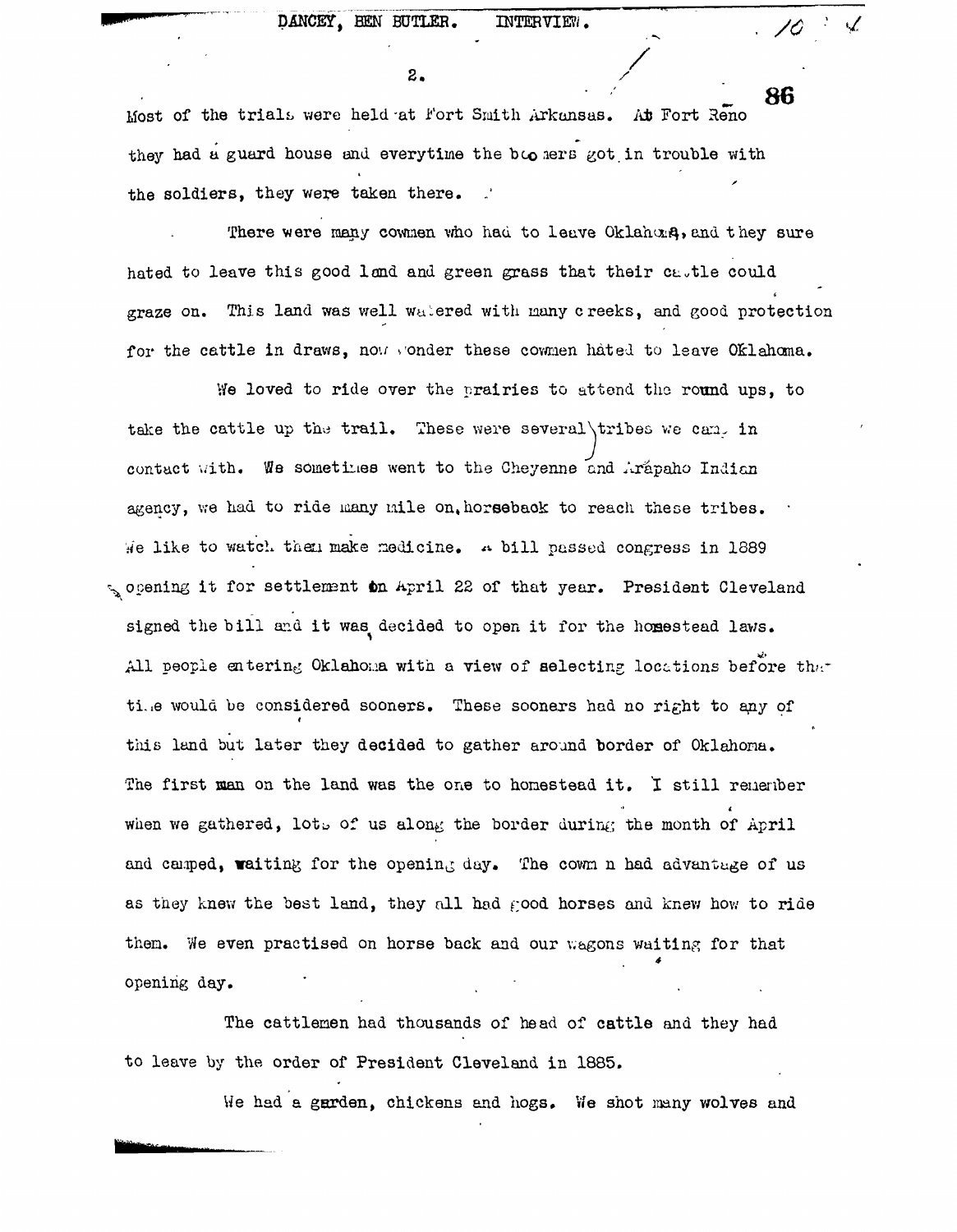Most of the trials were held at Fort Smith Arkansas. At Fort Reno they had a guard house and everytime the boomers got in trouble with the soldiers, they were taken there.

There were many cowmen who had to leave Oklahoma, and they sure hated to leave this good land and green grass that their cattle could graze on. This land was well watered with many creeks, and good protection for the cattle in draws, now wonder these cowmen hated to leave Oklahoma.

We loved to ride over the prairies to attend the round ups, to take the cattle up the trail. These were several tribes we came in contact with. We sometimes went to the Cheyenne and Arapaho Indian agency, we had to ride many mile on horseback to reach these tribes. We like to watch them make medicine. A bill passed congress in 1889 opening it for settlement on April 22 of that year. President Cleveland signed the bill and it was decided to open it for the homestead laws. All people entering Oklahoma with a view of selecting locations before the time would be considered sooners. These sooners had no right to any of this land but later they decided to gather around border of Oklahoma. The first man on the land was the one to homestead it. I still remember when we gathered, lots of us along the border during the month of April and camped, waiting for the opening day. The cowmen had advantage of us as they knew the best land, they all had good horses and knew how to ride them. We even practised on horse back and our wagons waiting for that opening day.

The cattlemen had thousands of head of cattle and they had to leave by the order of President Cleveland in 1885.

We had a garden, chickens and hogs. We shot many wolves and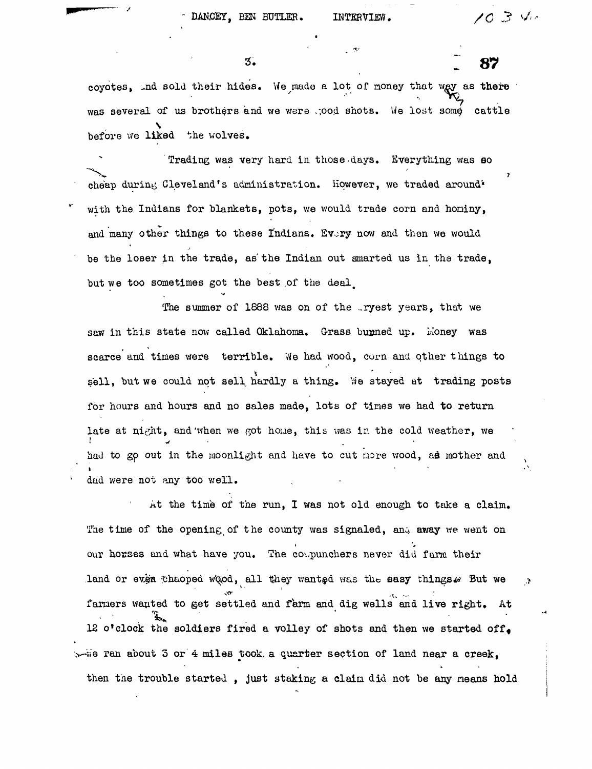coyotes, and sold their hides. We made a lot of money that way as there was several of us brothers and we were good shots. We lost some cattle before we liked the wolves.

Trading was very hard in those days. Everything was so cheap during Cleveland's administration. However, we traded around with the Indians for blankets, pots, we would trade corn and hominy, and many other things to these Indians. Every now and then we would be the loser in the trade, as the Indian out smarted us in the trade, but we too sometimes got the best of the deal.

The summer of 1888 was on of the dryest years, that we saw in this state now called Oklahoma. Grass burned up. Money was scarce and times were terrible. We had wood, corn and other things to sell, but we could not sell hardly a thing. We stayed at trading posts for hours and hours and no sales made, lots of times we had to return late at night, and when we got home, this was in the cold weather, we had to go out in the moonlight and have to cut more wood, as mother and dad were not any too well.

At the time of the run, I was not old enough to take a claim. The time of the opening of the county was signaled, and away we went on our horses and what have you. The cowpunchers never did farm their land or even chaoped wood, all they wanted was the easy things. But we farmers wanted to get settled and farm and dig wells and live right. At 12 o'clock the soldiers fired a volley of shots and then we started off, We ran about 3 or 4 miles took a quarter section of land near a creek, then the trouble started , just staking a claim did not be any means hold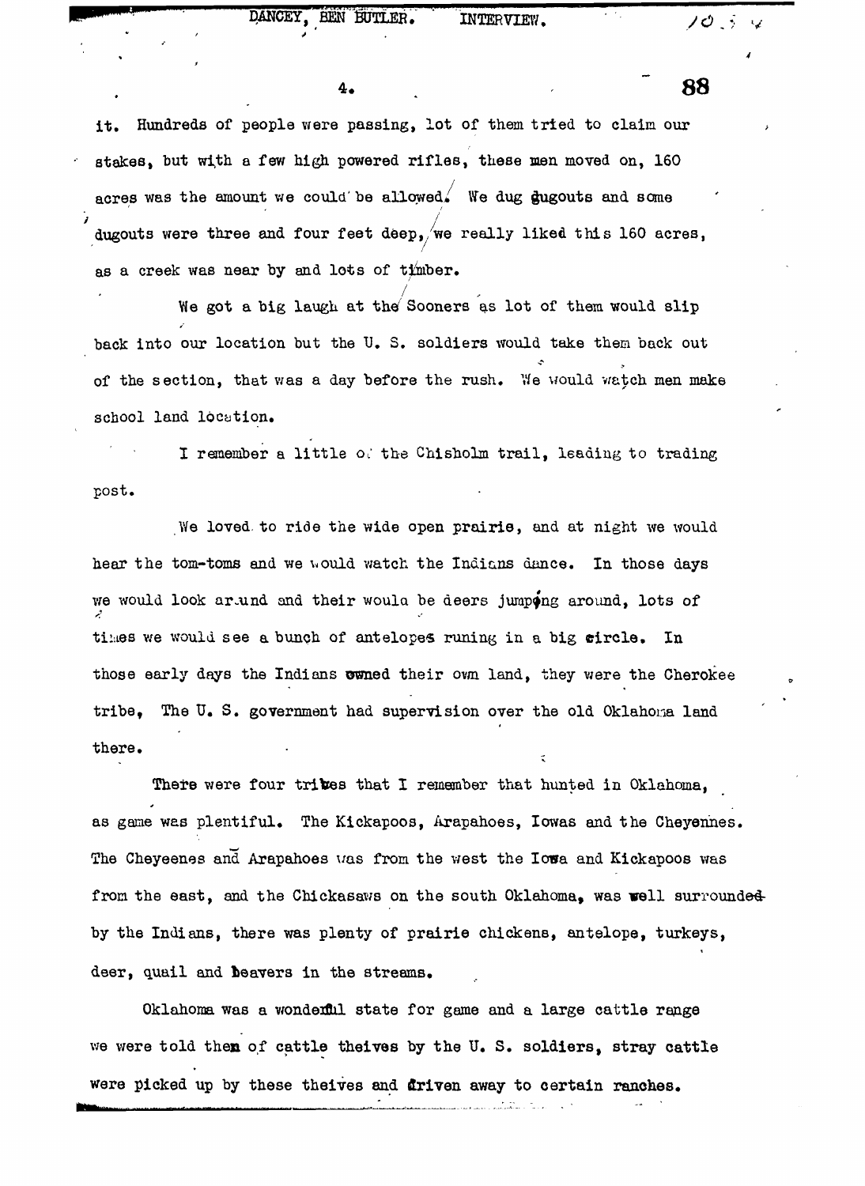it. Hundreds of people were passing, lot of them tried to claim our stakes, but with a few high powered rifles, these men moved on, 160 acres was the amount we could be allowed. We dug dugouts and some dugouts were three and four feet deep, we really liked this 160 acres, as a creek was near by and lots of timber.

We got a big laugh at the Sooners as lot of them would slip back into our location but the U. S. soldiers would take them back out of the section, that was a day before the rush. We would watch men make school land location.

I remember a little of the Chisholm trail, leading to trading post.

We loved to ride the wide open prairie, and at night we would hear the tom-toms and we would watch the Indians dance. In those days we would look around and their would be deers jumping around, lots of times we would see a bunch of antelopes runing in a big circle. In those early days the Indians owned their own land, they were the Cherokee tribe, The U. S. government had supervision over the old Oklahoma land there.

There were four tribes that I remember that hunted in Oklahoma, as game was plentiful. The Kickapoos, Arapahoes, Iowas and the Cheyennes. The Cheyeenes and Arapahoes was from the west the Iowa and Kickapoos was from the east, and the Chickasaws on the south Oklahoma, was well surrounded by the Indians, there was plenty of prairie chickens, antelope, turkeys, deer, quail and beavers in the streams.

Oklahoma was a wonderful state for game and a large cattle range we were told then of cattle theives by the U. S. soldiers, stray cattle were picked up by these theives and driven away to certain ranches.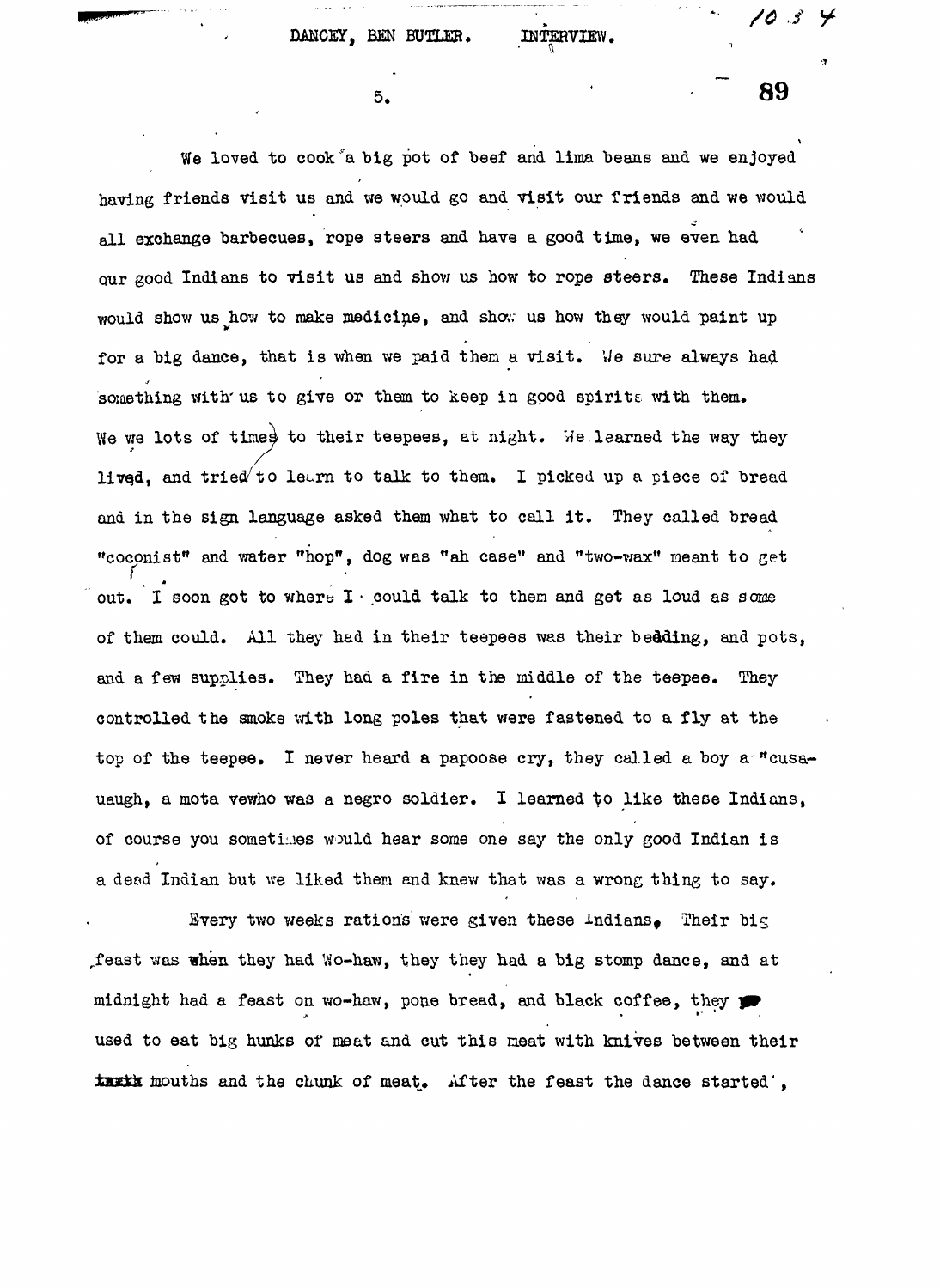We loved to cook a big pot of beef and lima beans and we enjoyed having friends visit us and we would go and visit our friends and we would all exchange barbecues, rope steers and have a good time, we even had our good Indians to visit us and show us how to rope steers. These Indians would show us how to make medicine, and show us how they would paint up for a big dance, that is when we paid them a visit. We sure always had something with us to give or them to keep in good spirits with them. We we lots of times to their teepees, at night. We learned the way they lived, and tried to learn to talk to them. I picked up a piece of bread and in the sign language asked them what to call it. They called bread "cocpnist" and water "hop", dog was "ah case" and "two-wax" meant to get out. I soon got to where I could talk to them and get as loud as some of them could. All they had in their teepees was their bedding, and pots, and a few supplies. They had a fire in the middle of the teepee. They controlled the smoke with long poles that were fastened to a fly at the top of the teepee. I never heard a papoose cry, they called a boy a "cusa-uaugh, a mota vewho was a negro soldier. I learned to like these Indians, of course you sometimes would hear some one say the only good Indian is a dead Indian but we liked them and knew that was a wrong thing to say.

Every two weeks rations were given these Indians. Their big feast was when they had Wo-haw, they they had a big stomp dance, and at midnight had a feast on wo-haw, pone bread, and black coffee, they used to eat big hunks of meat and cut this meat with knives between their ~~teeth~~ mouths and the chunk of meat. After the feast the dance started,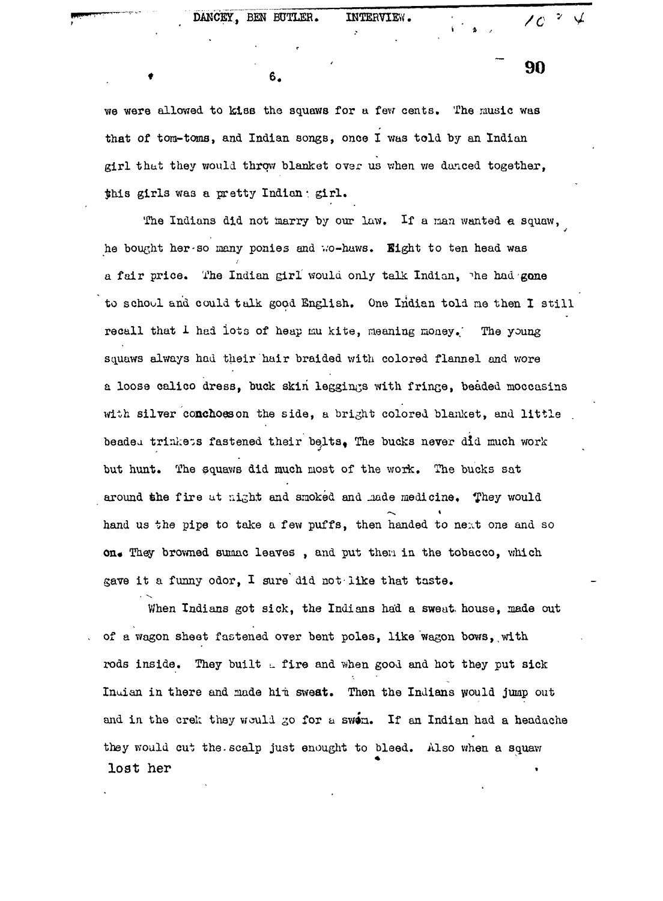we were allowed to kiss the squaws for a few cents. The music was that of tom-toms, and Indian songs, once I was told by an Indian girl that they would throw blanket over us when we danced together, this girls was a pretty Indian girl.

The Indians did not marry by our law. If a man wanted a squaw, he bought her so many ponies and wo-haws. Eight to ten head was a fair price. The Indian girl would only talk Indian, she had gone to school and could talk good English. One Indian told me then I still recall that I had lots of heap mu kite, meaning money. The young squaws always had their hair braided with colored flannel and wore a loose calico dress, buck skin leggings with fringe, beaded moccasins with silver conchoeson the side, a bright colored blanket, and little beaded trinkets fastened their belts, The bucks never did much work but hunt. The squaws did much most of the work. The bucks sat around the fire at night and smoked and made medicine. They would hand us the pipe to take a few puffs, then handed to next one and so on. They browned sumac leaves , and put them in the tobacco, which gave it a funny odor, I sure did not like that taste.

When Indians got sick, the Indians had a sweat house, made out of a wagon sheet fastened over bent poles, like wagon bows, with rods inside. They built a fire and when good and hot they put sick Indian in there and made him sweat. Then the Indians would jump out and in the crek they would go for a swim. If an Indian had a headache they would cut the scalp just enought to bleed. Also when a squaw lost her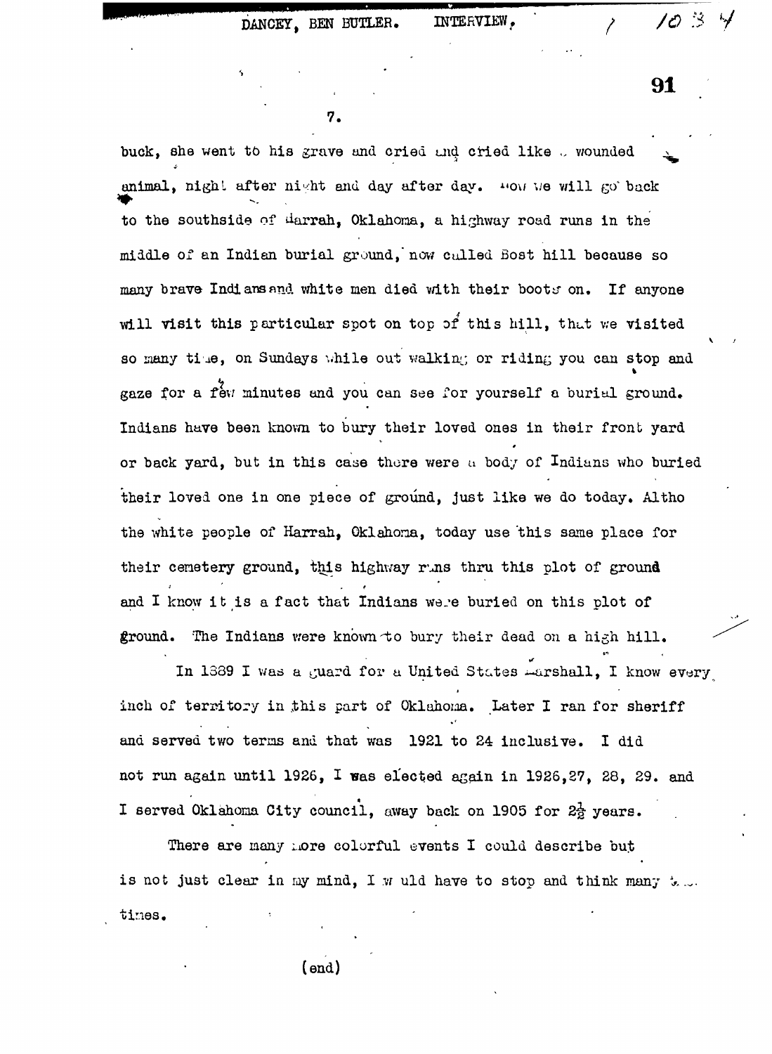buck, she went to his grave and cried and cried like a wounded animal, night after night and day after day. Now we will go back to the southside of Harrah, Oklahoma, a highway road runs in the middle of an Indian burial ground, now called Bost hill because so many brave Indians and white men died with their boots on. If anyone will visit this particular spot on top of this hill, that we visited so many time, on Sundays while out walking or riding you can stop and gaze for a few minutes and you can see for yourself a burial ground. Indians have been known to bury their loved ones in their front yard or back yard, but in this case there were a body of Indians who buried their loved one in one piece of ground, just like we do today. Altho the white people of Harrah, Oklahoma, today use this same place for their cemetery ground, this highway runs thru this plot of ground and I know it is a fact that Indians were buried on this plot of ground. The Indians were known to bury their dead on a high hill.

In 1889 I was a guard for a United States Marshall, I know every inch of territory in this part of Oklahoma. Later I ran for sheriff and served two terms and that was 1921 to 24 inclusive. I did not run again until 1926, I was elected again in 1926,27, 28, 29. and I served Oklahoma City council, away back on 1905 for 2½ years.

There are many more colorful events I could describe but is not just clear in my mind, I would have to stop and think many times.

(end)